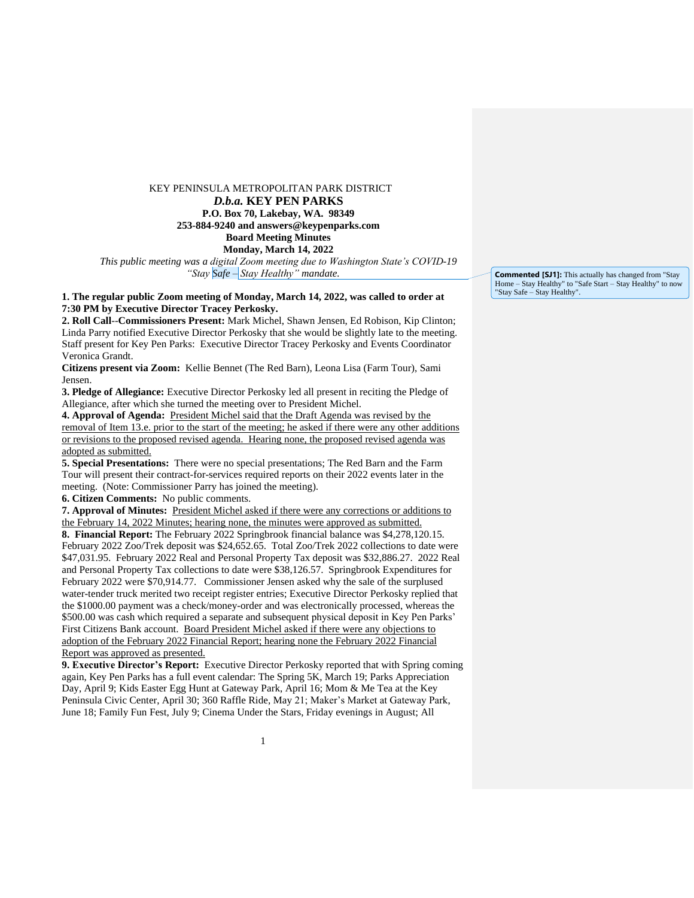KEY PENINSULA METROPOLITAN PARK DISTRICT

***D.b.a.* KEY PEN PARKS**

**P.O. Box 70, Lakebay, WA. 98349**

**253-884-9240 and answers@keypenparks.com**

**Board Meeting Minutes**

**Monday, March 14, 2022**

*This public meeting was a digital Zoom meeting due to Washington State's COVID-19 "Stay Safe – Stay Healthy" mandate.*

> **Commented [SJ1]:** This actually has changed from "Stay Home – Stay Healthy" to "Safe Start – Stay Healthy" to now "Stay Safe – Stay Healthy".

**1. The regular public Zoom meeting of Monday, March 14, 2022, was called to order at 7:30 PM by Executive Director Tracey Perkosky.**

**2. Roll Call--Commissioners Present:** Mark Michel, Shawn Jensen, Ed Robison, Kip Clinton; Linda Parry notified Executive Director Perkosky that she would be slightly late to the meeting. Staff present for Key Pen Parks: Executive Director Tracey Perkosky and Events Coordinator Veronica Grandt.

**Citizens present via Zoom:** Kellie Bennet (The Red Barn), Leona Lisa (Farm Tour), Sami Jensen.

**3. Pledge of Allegiance:** Executive Director Perkosky led all present in reciting the Pledge of Allegiance, after which she turned the meeting over to President Michel.

**4. Approval of Agenda:** <u>President Michel said that the Draft Agenda was revised by the removal of Item 13.e. prior to the start of the meeting; he asked if there were any other additions or revisions to the proposed revised agenda. Hearing none, the proposed revised agenda was adopted as submitted.</u>

**5. Special Presentations:** There were no special presentations; The Red Barn and the Farm Tour will present their contract-for-services required reports on their 2022 events later in the meeting. (Note: Commissioner Parry has joined the meeting).

**6. Citizen Comments:** No public comments.

**7. Approval of Minutes:** <u>President Michel asked if there were any corrections or additions to the February 14, 2022 Minutes; hearing none, the minutes were approved as submitted.</u>

**8. Financial Report:** The February 2022 Springbrook financial balance was $4,278,120.15. February 2022 Zoo/Trek deposit was $24,652.65. Total Zoo/Trek 2022 collections to date were $47,031.95. February 2022 Real and Personal Property Tax deposit was $32,886.27. 2022 Real and Personal Property Tax collections to date were $38,126.57. Springbrook Expenditures for February 2022 were $70,914.77. Commissioner Jensen asked why the sale of the surplused water-tender truck merited two receipt register entries; Executive Director Perkosky replied that the $1000.00 payment was a check/money-order and was electronically processed, whereas the $500.00 was cash which required a separate and subsequent physical deposit in Key Pen Parks' First Citizens Bank account. <u>Board President Michel asked if there were any objections to adoption of the February 2022 Financial Report; hearing none the February 2022 Financial Report was approved as presented.</u>

**9. Executive Director's Report:** Executive Director Perkosky reported that with Spring coming again, Key Pen Parks has a full event calendar: The Spring 5K, March 19; Parks Appreciation Day, April 9; Kids Easter Egg Hunt at Gateway Park, April 16; Mom & Me Tea at the Key Peninsula Civic Center, April 30; 360 Raffle Ride, May 21; Maker's Market at Gateway Park, June 18; Family Fun Fest, July 9; Cinema Under the Stars, Friday evenings in August; All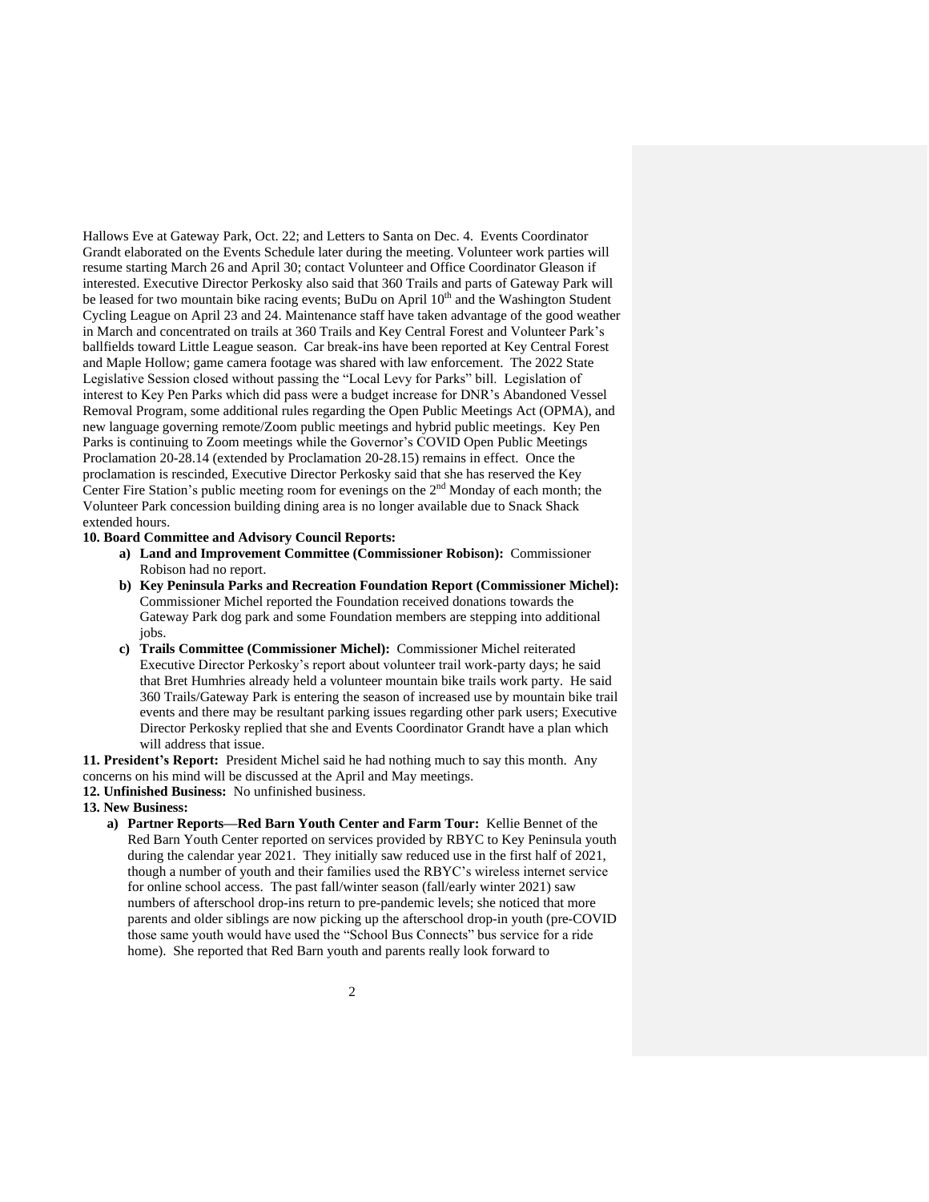Hallows Eve at Gateway Park, Oct. 22; and Letters to Santa on Dec. 4. Events Coordinator Grandt elaborated on the Events Schedule later during the meeting. Volunteer work parties will resume starting March 26 and April 30; contact Volunteer and Office Coordinator Gleason if interested. Executive Director Perkosky also said that 360 Trails and parts of Gateway Park will be leased for two mountain bike racing events; BuDu on April 10th and the Washington Student Cycling League on April 23 and 24. Maintenance staff have taken advantage of the good weather in March and concentrated on trails at 360 Trails and Key Central Forest and Volunteer Park's ballfields toward Little League season. Car break-ins have been reported at Key Central Forest and Maple Hollow; game camera footage was shared with law enforcement. The 2022 State Legislative Session closed without passing the "Local Levy for Parks" bill. Legislation of interest to Key Pen Parks which did pass were a budget increase for DNR's Abandoned Vessel Removal Program, some additional rules regarding the Open Public Meetings Act (OPMA), and new language governing remote/Zoom public meetings and hybrid public meetings. Key Pen Parks is continuing to Zoom meetings while the Governor's COVID Open Public Meetings Proclamation 20-28.14 (extended by Proclamation 20-28.15) remains in effect. Once the proclamation is rescinded, Executive Director Perkosky said that she has reserved the Key Center Fire Station's public meeting room for evenings on the 2nd Monday of each month; the Volunteer Park concession building dining area is no longer available due to Snack Shack extended hours.

**10. Board Committee and Advisory Council Reports:**

a) **Land and Improvement Committee (Commissioner Robison):** Commissioner Robison had no report.

b) **Key Peninsula Parks and Recreation Foundation Report (Commissioner Michel):** Commissioner Michel reported the Foundation received donations towards the Gateway Park dog park and some Foundation members are stepping into additional jobs.

c) **Trails Committee (Commissioner Michel):** Commissioner Michel reiterated Executive Director Perkosky's report about volunteer trail work-party days; he said that Bret Humhries already held a volunteer mountain bike trails work party. He said 360 Trails/Gateway Park is entering the season of increased use by mountain bike trail events and there may be resultant parking issues regarding other park users; Executive Director Perkosky replied that she and Events Coordinator Grandt have a plan which will address that issue.

**11. President's Report:** President Michel said he had nothing much to say this month. Any concerns on his mind will be discussed at the April and May meetings.

**12. Unfinished Business:** No unfinished business.

**13. New Business:**

a) **Partner Reports—Red Barn Youth Center and Farm Tour:** Kellie Bennet of the Red Barn Youth Center reported on services provided by RBYC to Key Peninsula youth during the calendar year 2021. They initially saw reduced use in the first half of 2021, though a number of youth and their families used the RBYC's wireless internet service for online school access. The past fall/winter season (fall/early winter 2021) saw numbers of afterschool drop-ins return to pre-pandemic levels; she noticed that more parents and older siblings are now picking up the afterschool drop-in youth (pre-COVID those same youth would have used the "School Bus Connects" bus service for a ride home). She reported that Red Barn youth and parents really look forward to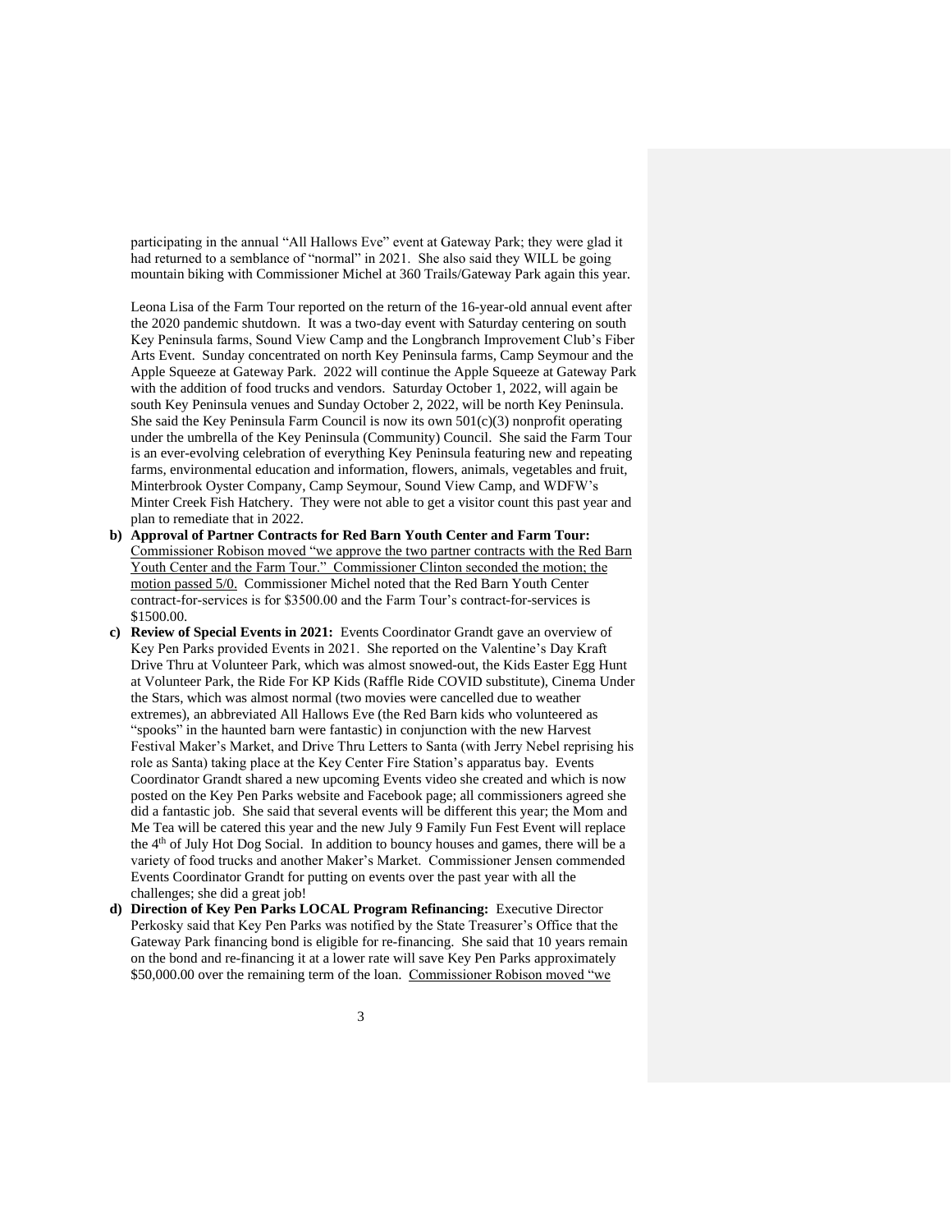participating in the annual "All Hallows Eve" event at Gateway Park; they were glad it had returned to a semblance of "normal" in 2021. She also said they WILL be going mountain biking with Commissioner Michel at 360 Trails/Gateway Park again this year.

Leona Lisa of the Farm Tour reported on the return of the 16-year-old annual event after the 2020 pandemic shutdown. It was a two-day event with Saturday centering on south Key Peninsula farms, Sound View Camp and the Longbranch Improvement Club's Fiber Arts Event. Sunday concentrated on north Key Peninsula farms, Camp Seymour and the Apple Squeeze at Gateway Park. 2022 will continue the Apple Squeeze at Gateway Park with the addition of food trucks and vendors. Saturday October 1, 2022, will again be south Key Peninsula venues and Sunday October 2, 2022, will be north Key Peninsula. She said the Key Peninsula Farm Council is now its own 501(c)(3) nonprofit operating under the umbrella of the Key Peninsula (Community) Council. She said the Farm Tour is an ever-evolving celebration of everything Key Peninsula featuring new and repeating farms, environmental education and information, flowers, animals, vegetables and fruit, Minterbrook Oyster Company, Camp Seymour, Sound View Camp, and WDFW's Minter Creek Fish Hatchery. They were not able to get a visitor count this past year and plan to remediate that in 2022.

b) **Approval of Partner Contracts for Red Barn Youth Center and Farm Tour:** <u>Commissioner Robison moved "we approve the two partner contracts with the Red Barn Youth Center and the Farm Tour." Commissioner Clinton seconded the motion; the motion passed 5/0.</u> Commissioner Michel noted that the Red Barn Youth Center contract-for-services is for $3500.00 and the Farm Tour's contract-for-services is $1500.00.

c) **Review of Special Events in 2021:** Events Coordinator Grandt gave an overview of Key Pen Parks provided Events in 2021. She reported on the Valentine's Day Kraft Drive Thru at Volunteer Park, which was almost snowed-out, the Kids Easter Egg Hunt at Volunteer Park, the Ride For KP Kids (Raffle Ride COVID substitute), Cinema Under the Stars, which was almost normal (two movies were cancelled due to weather extremes), an abbreviated All Hallows Eve (the Red Barn kids who volunteered as "spooks" in the haunted barn were fantastic) in conjunction with the new Harvest Festival Maker's Market, and Drive Thru Letters to Santa (with Jerry Nebel reprising his role as Santa) taking place at the Key Center Fire Station's apparatus bay. Events Coordinator Grandt shared a new upcoming Events video she created and which is now posted on the Key Pen Parks website and Facebook page; all commissioners agreed she did a fantastic job. She said that several events will be different this year; the Mom and Me Tea will be catered this year and the new July 9 Family Fun Fest Event will replace the 4th of July Hot Dog Social. In addition to bouncy houses and games, there will be a variety of food trucks and another Maker's Market. Commissioner Jensen commended Events Coordinator Grandt for putting on events over the past year with all the challenges; she did a great job!

d) **Direction of Key Pen Parks LOCAL Program Refinancing:** Executive Director Perkosky said that Key Pen Parks was notified by the State Treasurer's Office that the Gateway Park financing bond is eligible for re-financing. She said that 10 years remain on the bond and re-financing it at a lower rate will save Key Pen Parks approximately $50,000.00 over the remaining term of the loan. <u>Commissioner Robison moved "we</u>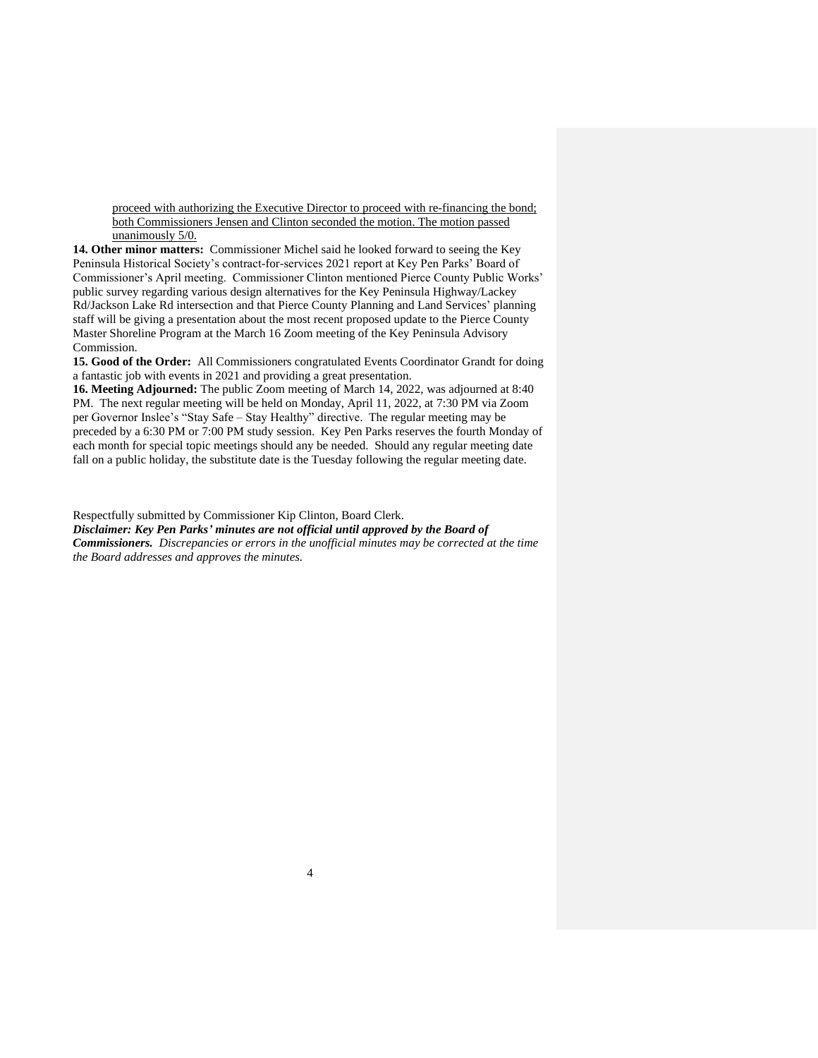proceed with authorizing the Executive Director to proceed with re-financing the bond; both Commissioners Jensen and Clinton seconded the motion. The motion passed unanimously 5/0.

**14. Other minor matters:** Commissioner Michel said he looked forward to seeing the Key Peninsula Historical Society's contract-for-services 2021 report at Key Pen Parks' Board of Commissioner's April meeting. Commissioner Clinton mentioned Pierce County Public Works' public survey regarding various design alternatives for the Key Peninsula Highway/Lackey Rd/Jackson Lake Rd intersection and that Pierce County Planning and Land Services' planning staff will be giving a presentation about the most recent proposed update to the Pierce County Master Shoreline Program at the March 16 Zoom meeting of the Key Peninsula Advisory Commission.

**15. Good of the Order:** All Commissioners congratulated Events Coordinator Grandt for doing a fantastic job with events in 2021 and providing a great presentation.

**16. Meeting Adjourned:** The public Zoom meeting of March 14, 2022, was adjourned at 8:40 PM. The next regular meeting will be held on Monday, April 11, 2022, at 7:30 PM via Zoom per Governor Inslee's "Stay Safe – Stay Healthy" directive. The regular meeting may be preceded by a 6:30 PM or 7:00 PM study session. Key Pen Parks reserves the fourth Monday of each month for special topic meetings should any be needed. Should any regular meeting date fall on a public holiday, the substitute date is the Tuesday following the regular meeting date.

Respectfully submitted by Commissioner Kip Clinton, Board Clerk.

***Disclaimer: Key Pen Parks' minutes are not official until approved by the Board of Commissioners.*** *Discrepancies or errors in the unofficial minutes may be corrected at the time the Board addresses and approves the minutes.*